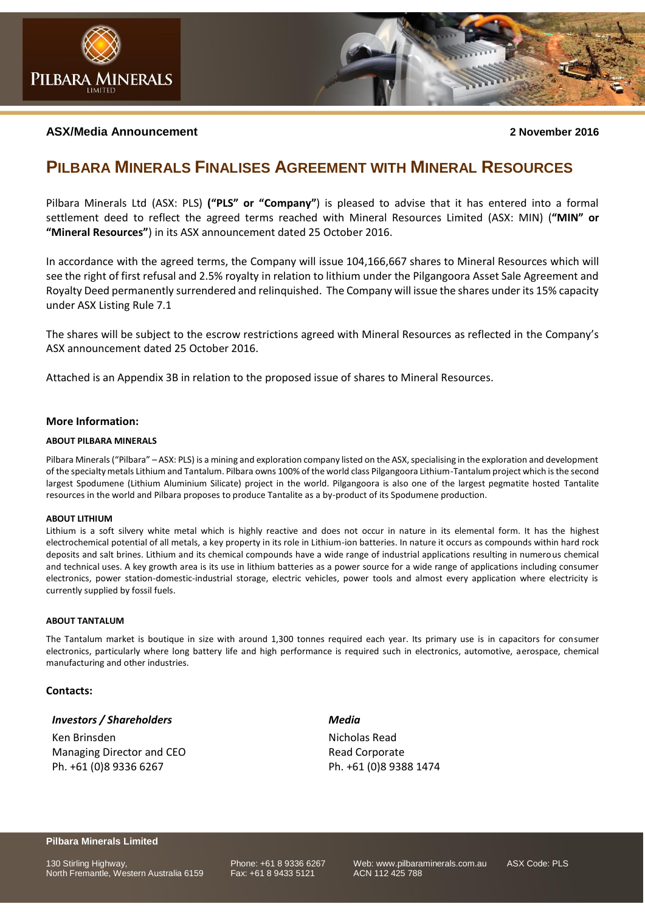**ASX/Media Announcement** **2 November 2016**

# PILBARA MINERALS FINALISES AGREEMENT WITH MINERAL RESOURCES

Pilbara Minerals Ltd (ASX: PLS) **("PLS" or "Company"**) is pleased to advise that it has entered into a formal settlement deed to reflect the agreed terms reached with Mineral Resources Limited (ASX: MIN) (**"MIN" or "Mineral Resources"**) in its ASX announcement dated 25 October 2016.

In accordance with the agreed terms, the Company will issue 104,166,667 shares to Mineral Resources which will see the right of first refusal and 2.5% royalty in relation to lithium under the Pilgangoora Asset Sale Agreement and Royalty Deed permanently surrendered and relinquished. The Company will issue the shares under its 15% capacity under ASX Listing Rule 7.1

The shares will be subject to the escrow restrictions agreed with Mineral Resources as reflected in the Company's ASX announcement dated 25 October 2016.

Attached is an Appendix 3B in relation to the proposed issue of shares to Mineral Resources.

## More Information:

### ABOUT PILBARA MINERALS

Pilbara Minerals ("Pilbara" – ASX: PLS) is a mining and exploration company listed on the ASX, specialising in the exploration and development of the specialty metals Lithium and Tantalum. Pilbara owns 100% of the world class Pilgangoora Lithium-Tantalum project which is the second largest Spodumene (Lithium Aluminium Silicate) project in the world. Pilgangoora is also one of the largest pegmatite hosted Tantalite resources in the world and Pilbara proposes to produce Tantalite as a by-product of its Spodumene production.

### ABOUT LITHIUM

Lithium is a soft silvery white metal which is highly reactive and does not occur in nature in its elemental form. It has the highest electrochemical potential of all metals, a key property in its role in Lithium-ion batteries. In nature it occurs as compounds within hard rock deposits and salt brines. Lithium and its chemical compounds have a wide range of industrial applications resulting in numerous chemical and technical uses. A key growth area is its use in lithium batteries as a power source for a wide range of applications including consumer electronics, power station-domestic-industrial storage, electric vehicles, power tools and almost every application where electricity is currently supplied by fossil fuels.

### ABOUT TANTALUM

The Tantalum market is boutique in size with around 1,300 tonnes required each year. Its primary use is in capacitors for consumer electronics, particularly where long battery life and high performance is required such in electronics, automotive, aerospace, chemical manufacturing and other industries.

## Contacts:

***Investors / Shareholders***
Ken Brinsden
Managing Director and CEO
Ph. +61 (0)8 9336 6267

***Media***
Nicholas Read
Read Corporate
Ph. +61 (0)8 9388 1474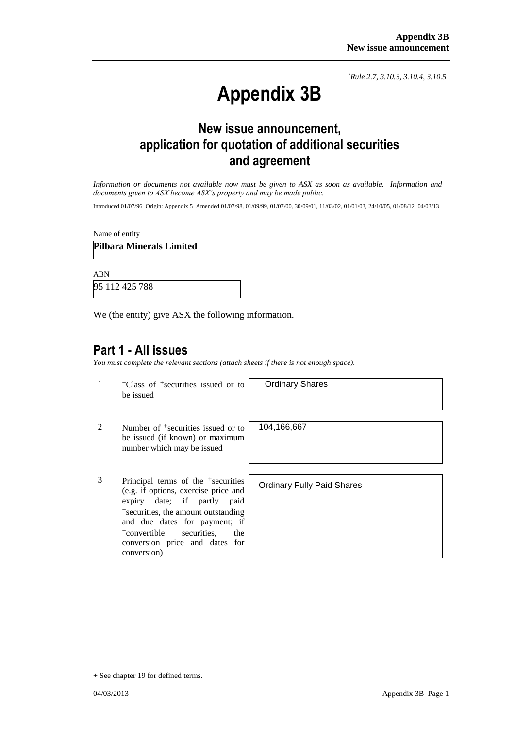*`Rule 2.7, 3.10.3, 3.10.4, 3.10.5*

# Appendix 3B

## New issue announcement, application for quotation of additional securities and agreement

*Information or documents not available now must be given to ASX as soon as available. Information and documents given to ASX become ASX's property and may be made public.*

Introduced 01/07/96 Origin: Appendix 5 Amended 01/07/98, 01/09/99, 01/07/00, 30/09/01, 11/03/02, 01/01/03, 24/10/05, 01/08/12, 04/03/13

Name of entity

**Pilbara Minerals Limited**

ABN

95 112 425 788

We (the entity) give ASX the following information.

## Part 1 - All issues

*You must complete the relevant sections (attach sheets if there is not enough space).*

| | | |
|---|---|---|
| 1 | +Class of +securities issued or to be issued | Ordinary Shares |
| 2 | Number of +securities issued or to be issued (if known) or maximum number which may be issued | 104,166,667 |
| 3 | Principal terms of the +securities (e.g. if options, exercise price and expiry date; if partly paid +securities, the amount outstanding and due dates for payment; if +convertible securities, the conversion price and dates for conversion) | Ordinary Fully Paid Shares |

+ See chapter 19 for defined terms.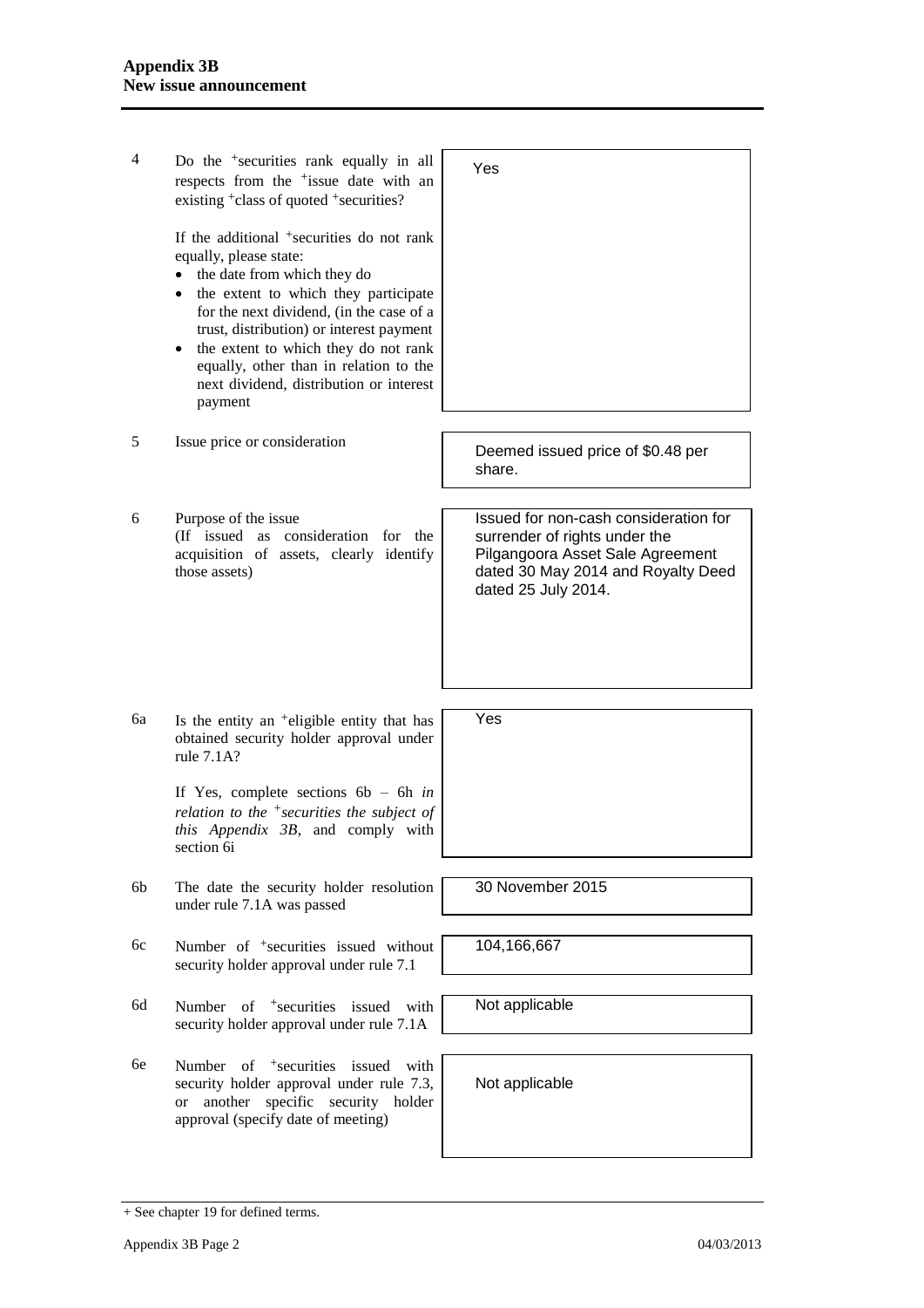| | | |
|---|---|---|
| 4 | Do the +securities rank equally in all respects from the +issue date with an existing +class of quoted +securities?<br><br>If the additional +securities do not rank equally, please state:<br>• the date from which they do<br>• the extent to which they participate for the next dividend, (in the case of a trust, distribution) or interest payment<br>• the extent to which they do not rank equally, other than in relation to the next dividend, distribution or interest payment | Yes |
| 5 | Issue price or consideration | Deemed issued price of $0.48 per share. |
| 6 | Purpose of the issue<br>(If issued as consideration for the acquisition of assets, clearly identify those assets) | Issued for non-cash consideration for surrender of rights under the Pilgangoora Asset Sale Agreement dated 30 May 2014 and Royalty Deed dated 25 July 2014. |
| 6a | Is the entity an +eligible entity that has obtained security holder approval under rule 7.1A?<br><br>If Yes, complete sections 6b – 6h *in relation to the +securities the subject of this Appendix 3B*, and comply with section 6i | Yes |
| 6b | The date the security holder resolution under rule 7.1A was passed | 30 November 2015 |
| 6c | Number of +securities issued without security holder approval under rule 7.1 | 104,166,667 |
| 6d | Number of +securities issued with security holder approval under rule 7.1A | Not applicable |
| 6e | Number of +securities issued with security holder approval under rule 7.3, or another specific security holder approval (specify date of meeting) | Not applicable |

+ See chapter 19 for defined terms.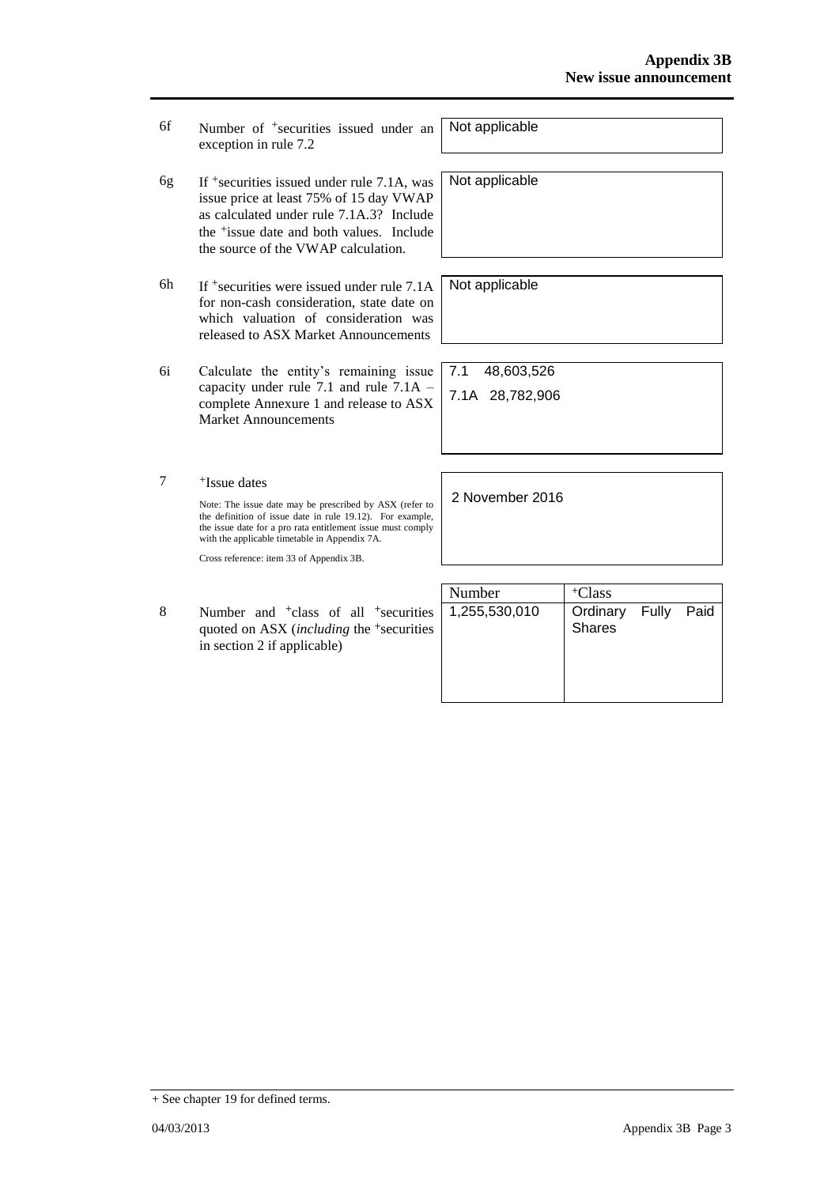| | | |
|---|---|---|
| 6f | Number of +securities issued under an exception in rule 7.2 | Not applicable |
| 6g | If +securities issued under rule 7.1A, was issue price at least 75% of 15 day VWAP as calculated under rule 7.1A.3? Include the +issue date and both values. Include the source of the VWAP calculation. | Not applicable |
| 6h | If +securities were issued under rule 7.1A for non-cash consideration, state date on which valuation of consideration was released to ASX Market Announcements | Not applicable |
| 6i | Calculate the entity's remaining issue capacity under rule 7.1 and rule 7.1A – complete Annexure 1 and release to ASX Market Announcements | 7.1 48,603,526<br>7.1A 28,782,906 |
| 7 | +Issue dates<br><br>Note: The issue date may be prescribed by ASX (refer to the definition of issue date in rule 19.12). For example, the issue date for a pro rata entitlement issue must comply with the applicable timetable in Appendix 7A.<br><br>Cross reference: item 33 of Appendix 3B. | 2 November 2016 |

| | | Number | +Class |
|---|---|---|---|
| 8 | Number and +class of all +securities quoted on ASX (*including* the +securities in section 2 if applicable) | 1,255,530,010 | Ordinary Fully Paid Shares |

+ See chapter 19 for defined terms.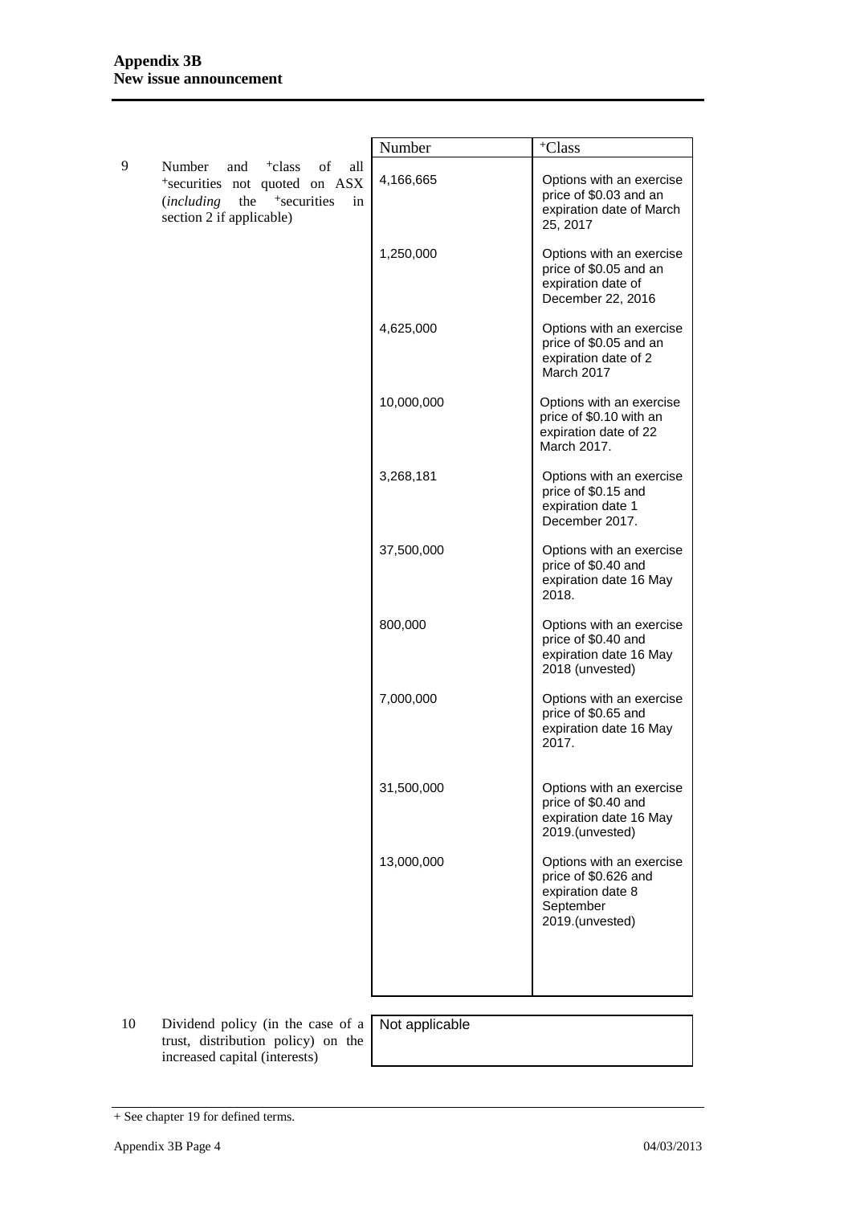| | | Number | +Class |
|---|---|---|---|
| 9 | Number and +class of all +securities not quoted on ASX (*including* the +securities in section 2 if applicable) | 4,166,665 | Options with an exercise price of $0.03 and an expiration date of March 25, 2017 |
| | | 1,250,000 | Options with an exercise price of $0.05 and an expiration date of December 22, 2016 |
| | | 4,625,000 | Options with an exercise price of $0.05 and an expiration date of 2 March 2017 |
| | | 10,000,000 | Options with an exercise price of $0.10 with an expiration date of 22 March 2017. |
| | | 3,268,181 | Options with an exercise price of $0.15 and expiration date 1 December 2017. |
| | | 37,500,000 | Options with an exercise price of $0.40 and expiration date 16 May 2018. |
| | | 800,000 | Options with an exercise price of $0.40 and expiration date 16 May 2018 (unvested) |
| | | 7,000,000 | Options with an exercise price of $0.65 and expiration date 16 May 2017. |
| | | 31,500,000 | Options with an exercise price of $0.40 and expiration date 16 May 2019.(unvested) |
| | | 13,000,000 | Options with an exercise price of $0.626 and expiration date 8 September 2019.(unvested) |

| | | |
|---|---|---|
| 10 | Dividend policy (in the case of a trust, distribution policy) on the increased capital (interests) | Not applicable |

+ See chapter 19 for defined terms.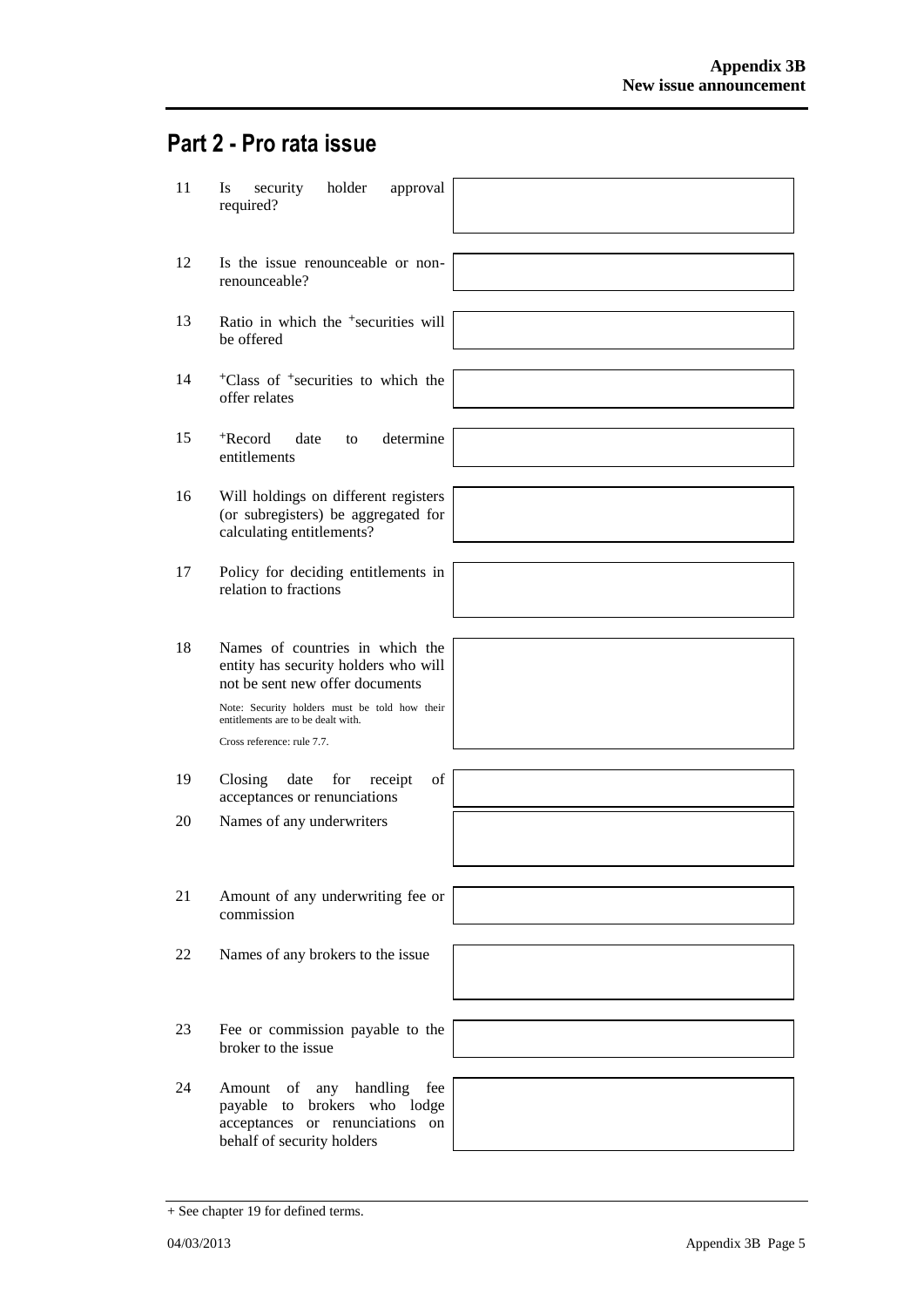## Part 2 - Pro rata issue

| | | |
|---|---|---|
| 11 | Is security holder approval required? | |
| 12 | Is the issue renounceable or non-renounceable? | |
| 13 | Ratio in which the +securities will be offered | |
| 14 | +Class of +securities to which the offer relates | |
| 15 | +Record date to determine entitlements | |
| 16 | Will holdings on different registers (or subregisters) be aggregated for calculating entitlements? | |
| 17 | Policy for deciding entitlements in relation to fractions | |
| 18 | Names of countries in which the entity has security holders who will not be sent new offer documents<br><br>Note: Security holders must be told how their entitlements are to be dealt with.<br><br>Cross reference: rule 7.7. | |
| 19 | Closing date for receipt of acceptances or renunciations | |
| 20 | Names of any underwriters | |
| 21 | Amount of any underwriting fee or commission | |
| 22 | Names of any brokers to the issue | |
| 23 | Fee or commission payable to the broker to the issue | |
| 24 | Amount of any handling fee payable to brokers who lodge acceptances or renunciations on behalf of security holders | |

+ See chapter 19 for defined terms.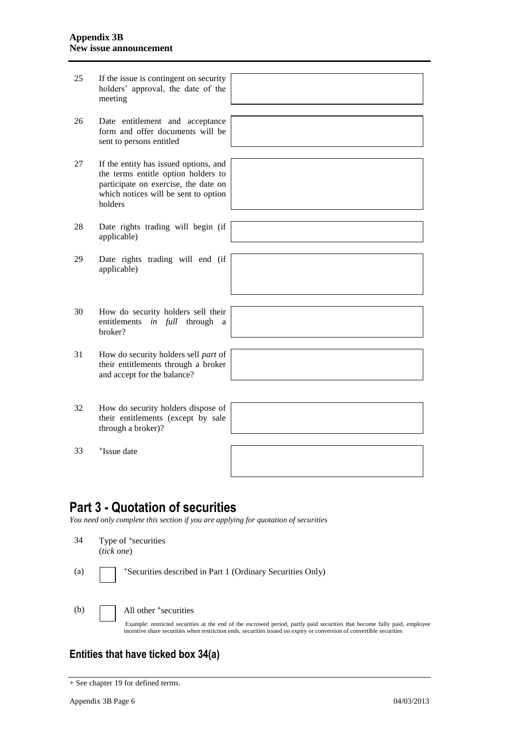| | | |
|---|---|---|
| 25 | If the issue is contingent on security holders' approval, the date of the meeting | |
| 26 | Date entitlement and acceptance form and offer documents will be sent to persons entitled | |
| 27 | If the entity has issued options, and the terms entitle option holders to participate on exercise, the date on which notices will be sent to option holders | |
| 28 | Date rights trading will begin (if applicable) | |
| 29 | Date rights trading will end (if applicable) | |
| 30 | How do security holders sell their entitlements *in full* through a broker? | |
| 31 | How do security holders sell *part* of their entitlements through a broker and accept for the balance? | |
| 32 | How do security holders dispose of their entitlements (except by sale through a broker)? | |
| 33 | +Issue date | |

# Part 3 - Quotation of securities

*You need only complete this section if you are applying for quotation of securities*

34 Type of +securities
(*tick one*)

(a) ☐ +Securities described in Part 1 (Ordinary Securities Only)

(b) ☐ All other +securities

Example: restricted securities at the end of the escrowed period, partly paid securities that become fully paid, employee incentive share securities when restriction ends, securities issued on expiry or conversion of convertible securities

## Entities that have ticked box 34(a)

+ See chapter 19 for defined terms.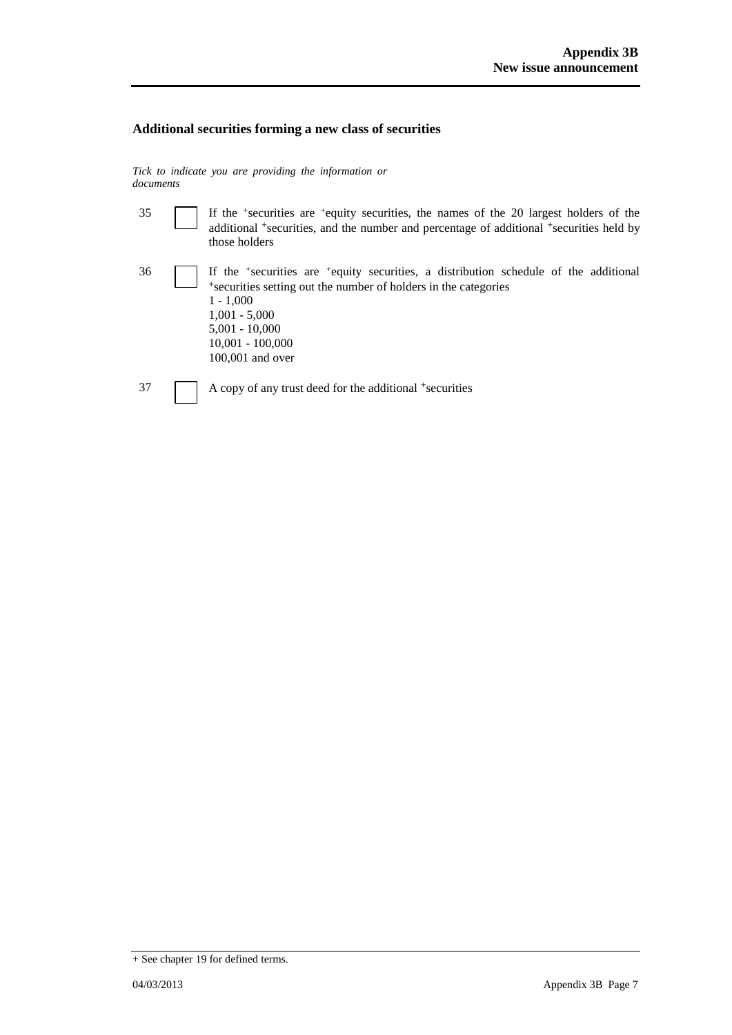## Additional securities forming a new class of securities

*Tick to indicate you are providing the information or documents*

35 ☐ If the +securities are +equity securities, the names of the 20 largest holders of the additional +securities, and the number and percentage of additional +securities held by those holders

36 ☐ If the +securities are +equity securities, a distribution schedule of the additional +securities setting out the number of holders in the categories
1 - 1,000
1,001 - 5,000
5,001 - 10,000
10,001 - 100,000
100,001 and over

37 ☐ A copy of any trust deed for the additional +securities

+ See chapter 19 for defined terms.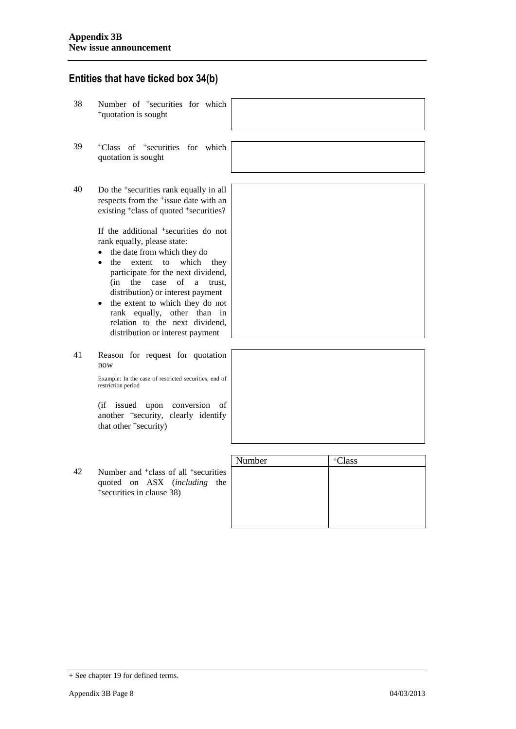## Entities that have ticked box 34(b)

38 Number of +securities for which +quotation is sought

| |
|---|
| |

39 +Class of +securities for which quotation is sought

| |
|---|
| |

40 Do the +securities rank equally in all respects from the +issue date with an existing +class of quoted +securities?

If the additional +securities do not rank equally, please state:

- the date from which they do
- the extent to which they participate for the next dividend, (in the case of a trust, distribution) or interest payment
- the extent to which they do not rank equally, other than in relation to the next dividend, distribution or interest payment

| |
|---|
| |

41 Reason for request for quotation now

Example: In the case of restricted securities, end of restriction period

(if issued upon conversion of another +security, clearly identify that other +security)

| |
|---|
| |

42 Number and +class of all +securities quoted on ASX (*including* the +securities in clause 38)

| Number | +Class |
|---|---|
| | |

+ See chapter 19 for defined terms.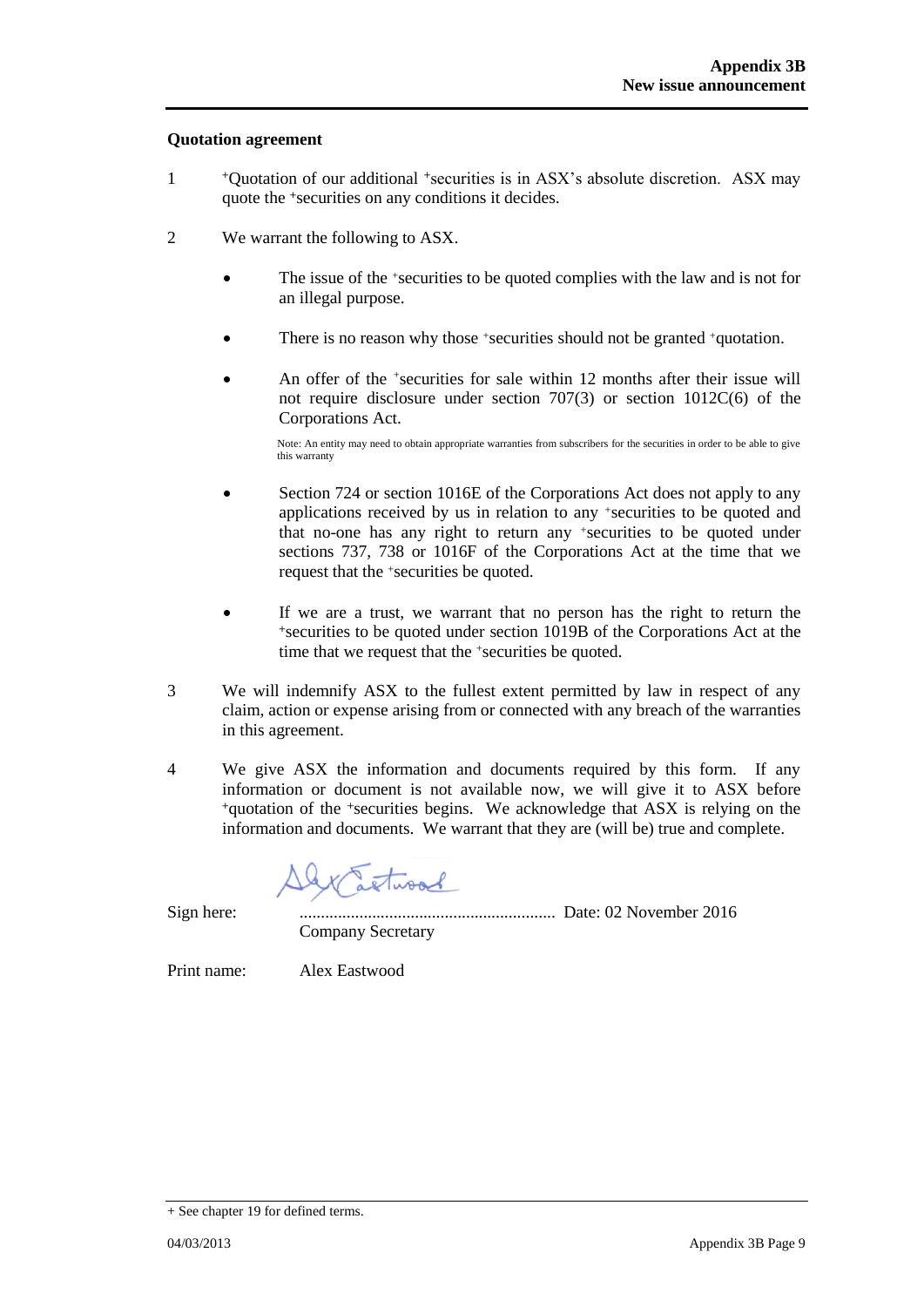## Quotation agreement

1. +Quotation of our additional +securities is in ASX's absolute discretion. ASX may quote the +securities on any conditions it decides.

2. We warrant the following to ASX.

   - The issue of the +securities to be quoted complies with the law and is not for an illegal purpose.

   - There is no reason why those +securities should not be granted +quotation.

   - An offer of the +securities for sale within 12 months after their issue will not require disclosure under section 707(3) or section 1012C(6) of the Corporations Act.

     Note: An entity may need to obtain appropriate warranties from subscribers for the securities in order to be able to give this warranty

   - Section 724 or section 1016E of the Corporations Act does not apply to any applications received by us in relation to any +securities to be quoted and that no-one has any right to return any +securities to be quoted under sections 737, 738 or 1016F of the Corporations Act at the time that we request that the +securities be quoted.

   - If we are a trust, we warrant that no person has the right to return the +securities to be quoted under section 1019B of the Corporations Act at the time that we request that the +securities be quoted.

3. We will indemnify ASX to the fullest extent permitted by law in respect of any claim, action or expense arising from or connected with any breach of the warranties in this agreement.

4. We give ASX the information and documents required by this form. If any information or document is not available now, we will give it to ASX before +quotation of the +securities begins. We acknowledge that ASX is relying on the information and documents. We warrant that they are (will be) true and complete.

Sign here: ............................................................ Date: 02 November 2016
Company Secretary

Print name: Alex Eastwood

+ See chapter 19 for defined terms.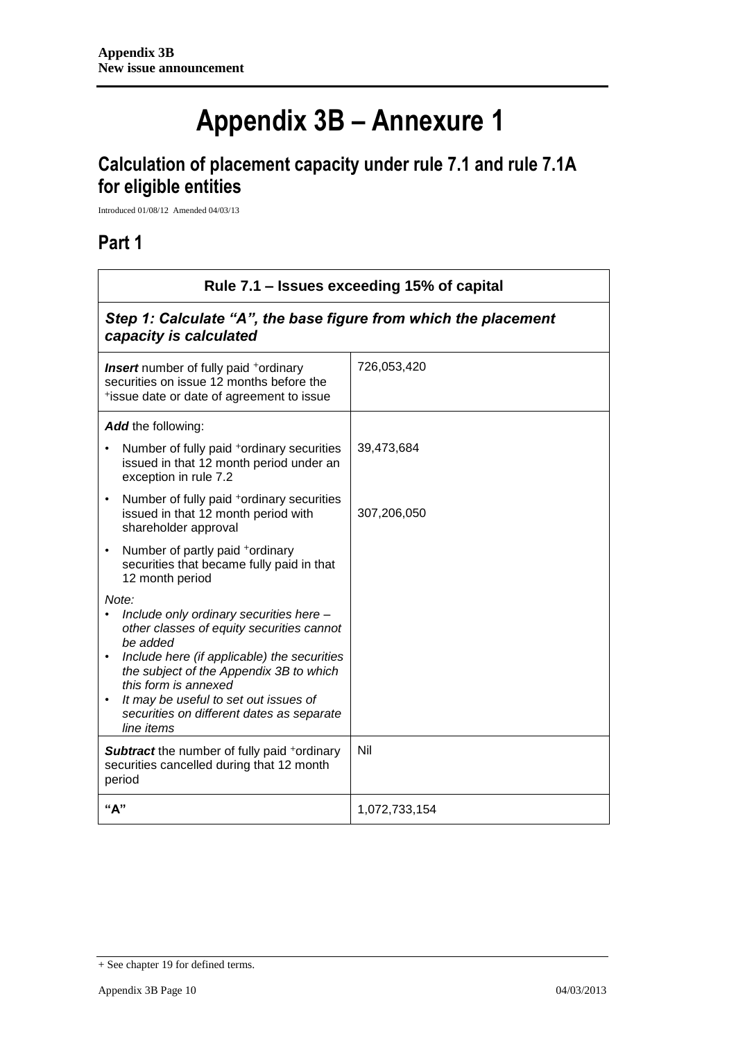# Appendix 3B – Annexure 1

## Calculation of placement capacity under rule 7.1 and rule 7.1A for eligible entities

Introduced 01/08/12 Amended 04/03/13

## Part 1

| Rule 7.1 – Issues exceeding 15% of capital | |
|---|---|
| ***Step 1: Calculate "A", the base figure from which the placement capacity is calculated*** | |
| ***Insert*** number of fully paid +ordinary securities on issue 12 months before the +issue date or date of agreement to issue | 726,053,420 |
| ***Add*** the following:<br>• Number of fully paid +ordinary securities issued in that 12 month period under an exception in rule 7.2<br>• Number of fully paid +ordinary securities issued in that 12 month period with shareholder approval<br>• Number of partly paid +ordinary securities that became fully paid in that 12 month period<br>*Note:*<br>• *Include only ordinary securities here – other classes of equity securities cannot be added*<br>• *Include here (if applicable) the securities the subject of the Appendix 3B to which this form is annexed*<br>• *It may be useful to set out issues of securities on different dates as separate line items* | 39,473,684<br><br>307,206,050 |
| ***Subtract*** the number of fully paid +ordinary securities cancelled during that 12 month period | Nil |
| **"A"** | 1,072,733,154 |

+ See chapter 19 for defined terms.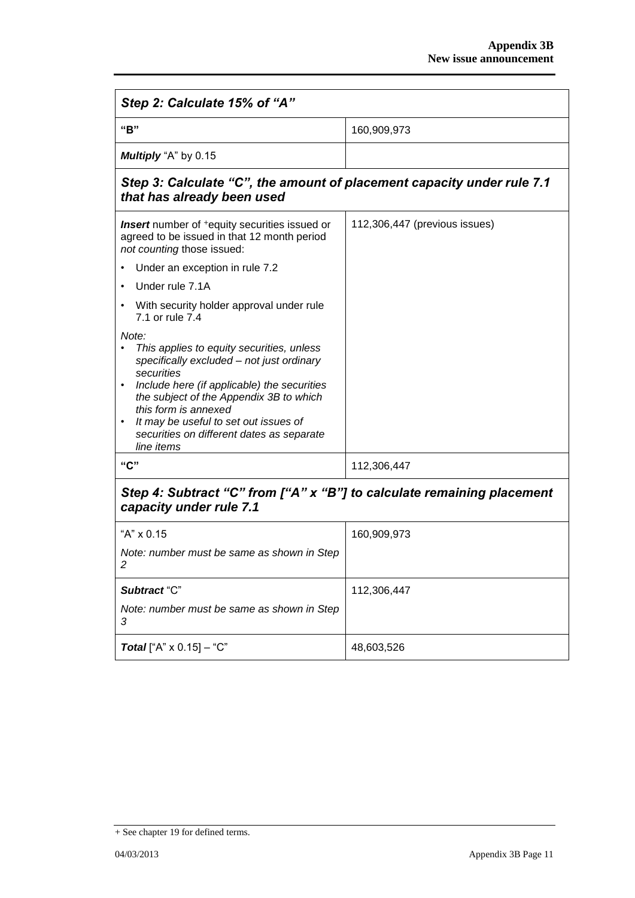| Step 2: Calculate 15% of "A" | |
|---|---|
| **"B"** | 160,909,973 |
| ***Multiply*** "A" by 0.15 | |

| Step 3: Calculate "C", the amount of placement capacity under rule 7.1 that has already been used | |
|---|---|
| ***Insert*** number of +equity securities issued or agreed to be issued in that 12 month period *not counting* those issued:<br>• Under an exception in rule 7.2<br>• Under rule 7.1A<br>• With security holder approval under rule 7.1 or rule 7.4<br>*Note:*<br>• *This applies to equity securities, unless specifically excluded – not just ordinary securities*<br>• *Include here (if applicable) the securities the subject of the Appendix 3B to which this form is annexed*<br>• *It may be useful to set out issues of securities on different dates as separate line items* | 112,306,447 (previous issues) |
| **"C"** | 112,306,447 |

| Step 4: Subtract "C" from ["A" x "B"] to calculate remaining placement capacity under rule 7.1 | |
|---|---|
| "A" x 0.15<br>*Note: number must be same as shown in Step 2* | 160,909,973 |
| ***Subtract*** "C"<br>*Note: number must be same as shown in Step 3* | 112,306,447 |
| ***Total*** ["A" x 0.15] – "C" | 48,603,526 |

+ See chapter 19 for defined terms.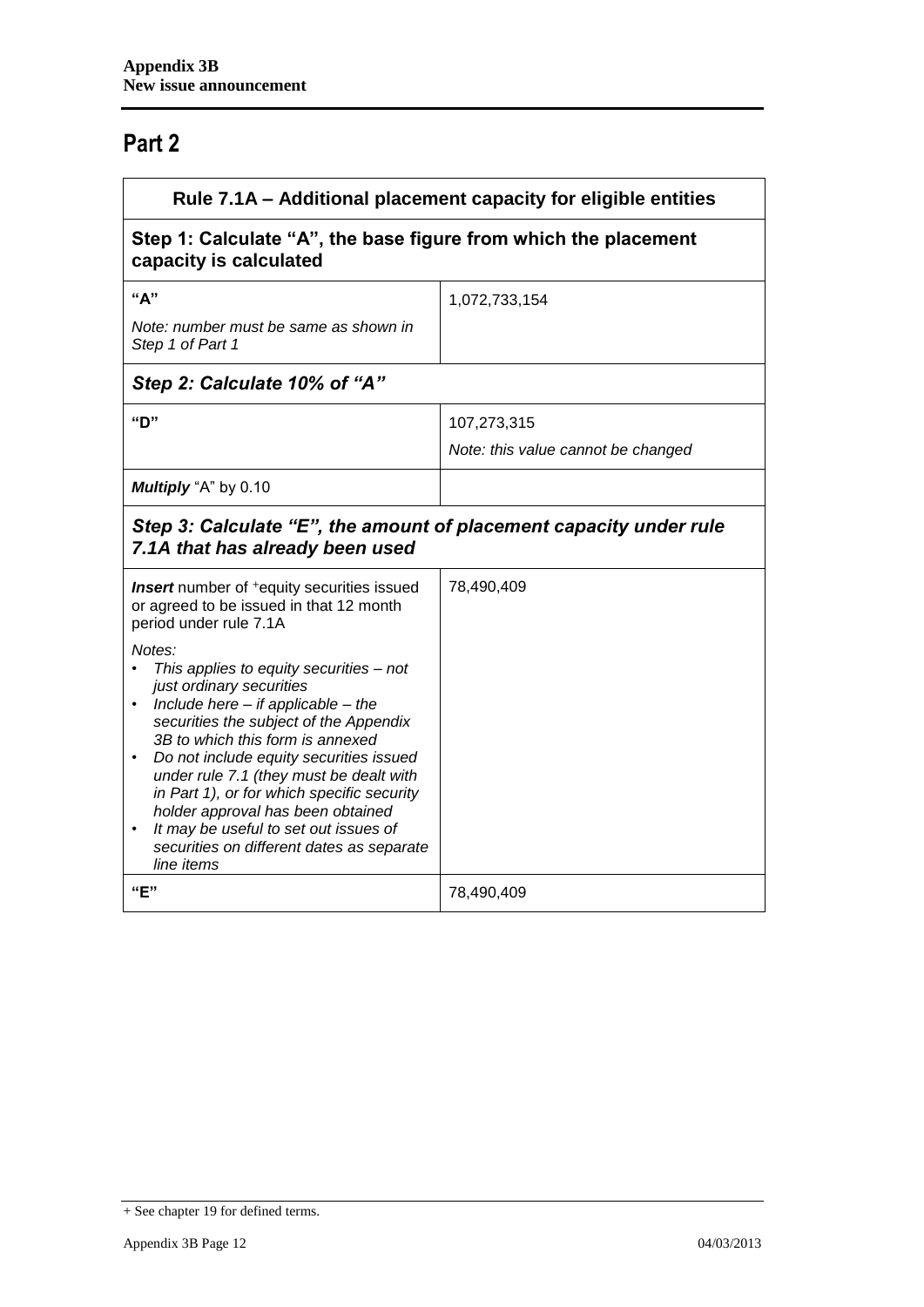# Part 2

| Rule 7.1A – Additional placement capacity for eligible entities | |
|---|---|
| **Step 1: Calculate "A", the base figure from which the placement capacity is calculated** | |
| **"A"**<br>*Note: number must be same as shown in Step 1 of Part 1* | 1,072,733,154 |
| ***Step 2: Calculate 10% of "A"*** | |
| **"D"** | 107,273,315<br>*Note: this value cannot be changed* |
| ***Multiply*** "A" by 0.10 | |
| ***Step 3: Calculate "E", the amount of placement capacity under rule 7.1A that has already been used*** | |
| ***Insert*** number of +equity securities issued or agreed to be issued in that 12 month period under rule 7.1A<br>*Notes:*<br>• *This applies to equity securities – not just ordinary securities*<br>• *Include here – if applicable – the securities the subject of the Appendix 3B to which this form is annexed*<br>• *Do not include equity securities issued under rule 7.1 (they must be dealt with in Part 1), or for which specific security holder approval has been obtained*<br>• *It may be useful to set out issues of securities on different dates as separate line items* | 78,490,409 |
| **"E"** | 78,490,409 |

+ See chapter 19 for defined terms.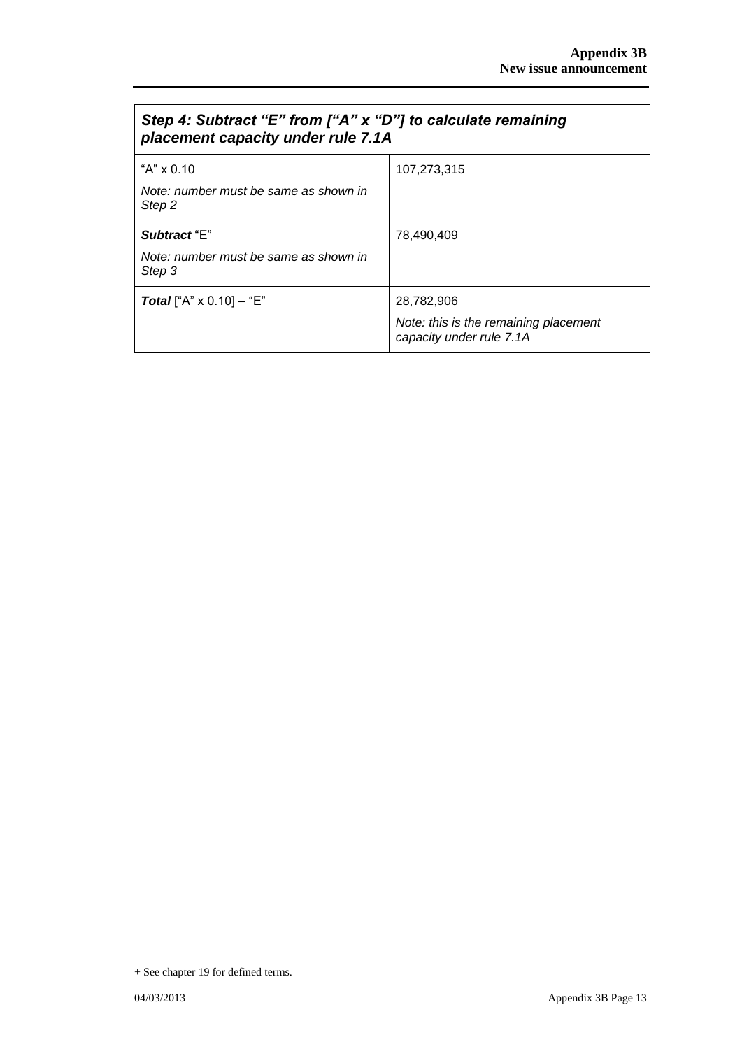| ***Step 4: Subtract "E" from ["A" x "D"] to calculate remaining placement capacity under rule 7.1A*** | |
|---|---|
| "A" x 0.10<br><br>*Note: number must be same as shown in Step 2* | 107,273,315 |
| ***Subtract*** "E"<br><br>*Note: number must be same as shown in Step 3* | 78,490,409 |
| ***Total*** ["A" x 0.10] – "E" | 28,782,906<br><br>*Note: this is the remaining placement capacity under rule 7.1A* |

+ See chapter 19 for defined terms.